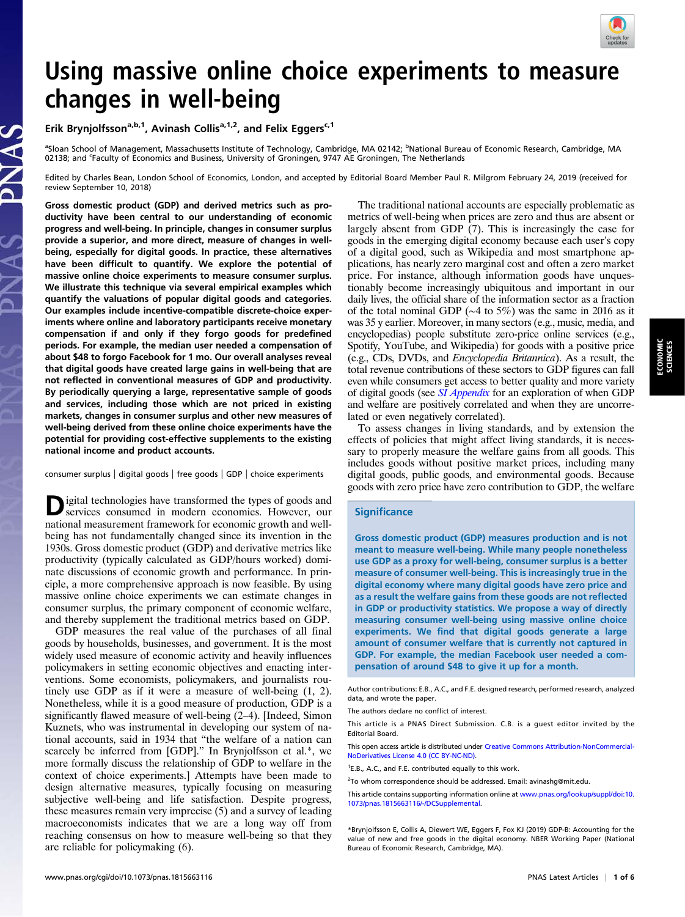# Using massive online choice experiments to measure changes in well-being

Erik Brynjolfsson[a,b,1], Avinash Collis[a,1,2], and Felix Eggers[c,1]

[a]Sloan School of Management, Massachusetts Institute of Technology, Cambridge, MA 02142; [b]National Bureau of Economic Research, Cambridge, MA 02138; and [c]Faculty of Economics and Business, University of Groningen, 9747 AE Groningen, The Netherlands

Edited by Charles Bean, London School of Economics, London, and accepted by Editorial Board Member Paul R. Milgrom February 24, 2019 (received for review September 10, 2018)

**Gross domestic product (GDP) and derived metrics such as productivity have been central to our understanding of economic progress and well-being. In principle, changes in consumer surplus provide a superior, and more direct, measure of changes in well-being, especially for digital goods. In practice, these alternatives have been difficult to quantify. We explore the potential of massive online choice experiments to measure consumer surplus. We illustrate this technique via several empirical examples which quantify the valuations of popular digital goods and categories. Our examples include incentive-compatible discrete-choice experiments where online and laboratory participants receive monetary compensation if and only if they forgo goods for predefined periods. For example, the median user needed a compensation of about $48 to forgo Facebook for 1 mo. Our overall analyses reveal that digital goods have created large gains in well-being that are not reflected in conventional measures of GDP and productivity. By periodically querying a large, representative sample of goods and services, including those which are not priced in existing markets, changes in consumer surplus and other new measures of well-being derived from these online choice experiments have the potential for providing cost-effective supplements to the existing national income and product accounts.**

consumer surplus | digital goods | free goods | GDP | choice experiments

Digital technologies have transformed the types of goods and services consumed in modern economies. However, our national measurement framework for economic growth and well-being has not fundamentally changed since its invention in the 1930s. Gross domestic product (GDP) and derivative metrics like productivity (typically calculated as GDP/hours worked) dominate discussions of economic growth and performance. In principle, a more comprehensive approach is now feasible. By using massive online choice experiments we can estimate changes in consumer surplus, the primary component of economic welfare, and thereby supplement the traditional metrics based on GDP.

GDP measures the real value of the purchases of all final goods by households, businesses, and government. It is the most widely used measure of economic activity and heavily influences policymakers in setting economic objectives and enacting interventions. Some economists, policymakers, and journalists routinely use GDP as if it were a measure of well-being (1, 2). Nonetheless, while it is a good measure of production, GDP is a significantly flawed measure of well-being (2–4). [Indeed, Simon Kuznets, who was instrumental in developing our system of national accounts, said in 1934 that "the welfare of a nation can scarcely be inferred from [GDP]." In Brynjolfsson et al.*, we more formally discuss the relationship of GDP to welfare in the context of choice experiments.] Attempts have been made to design alternative measures, typically focusing on measuring subjective well-being and life satisfaction. Despite progress, these measures remain very imprecise (5) and a survey of leading macroeconomists indicates that we are a long way off from reaching consensus on how to measure well-being so that they are reliable for policymaking (6).

The traditional national accounts are especially problematic as metrics of well-being when prices are zero and thus are absent or largely absent from GDP (7). This is increasingly the case for goods in the emerging digital economy because each user's copy of a digital good, such as Wikipedia and most smartphone applications, has nearly zero marginal cost and often a zero market price. For instance, although information goods have unquestionably become increasingly ubiquitous and important in our daily lives, the official share of the information sector as a fraction of the total nominal GDP (~4 to 5%) was the same in 2016 as it was 35 y earlier. Moreover, in many sectors (e.g., music, media, and encyclopedias) people substitute zero-price online services (e.g., Spotify, YouTube, and Wikipedia) for goods with a positive price (e.g., CDs, DVDs, and *Encyclopedia Britannica*). As a result, the total revenue contributions of these sectors to GDP figures can fall even while consumers get access to better quality and more variety of digital goods (see *SI Appendix* for an exploration of when GDP and welfare are positively correlated and when they are uncorrelated or even negatively correlated).

To assess changes in living standards, and by extension the effects of policies that might affect living standards, it is necessary to properly measure the welfare gains from all goods. This includes goods without positive market prices, including many digital goods, public goods, and environmental goods. Because goods with zero price have zero contribution to GDP, the welfare

## Significance

Gross domestic product (GDP) measures production and is not meant to measure well-being. While many people nonetheless use GDP as a proxy for well-being, consumer surplus is a better measure of consumer well-being. This is increasingly true in the digital economy where many digital goods have zero price and as a result the welfare gains from these goods are not reflected in GDP or productivity statistics. We propose a way of directly measuring consumer well-being using massive online choice experiments. We find that digital goods generate a large amount of consumer welfare that is currently not captured in GDP. For example, the median Facebook user needed a compensation of around $48 to give it up for a month.

Author contributions: E.B., A.C., and F.E. designed research, performed research, analyzed data, and wrote the paper.

The authors declare no conflict of interest.

This article is a PNAS Direct Submission. C.B. is a guest editor invited by the Editorial Board.

This open access article is distributed under Creative Commons Attribution-NonCommercial-NoDerivatives License 4.0 (CC BY-NC-ND).

[1]E.B., A.C., and F.E. contributed equally to this work.

[2]To whom correspondence should be addressed. Email: avinashg@mit.edu.

This article contains supporting information online at www.pnas.org/lookup/suppl/doi:10.1073/pnas.1815663116/-/DCSupplemental.

*Brynjolfsson E, Collis A, Diewert WE, Eggers F, Fox KJ (2019) GDP-B: Accounting for the value of new and free goods in the digital economy. NBER Working Paper (National Bureau of Economic Research, Cambridge, MA).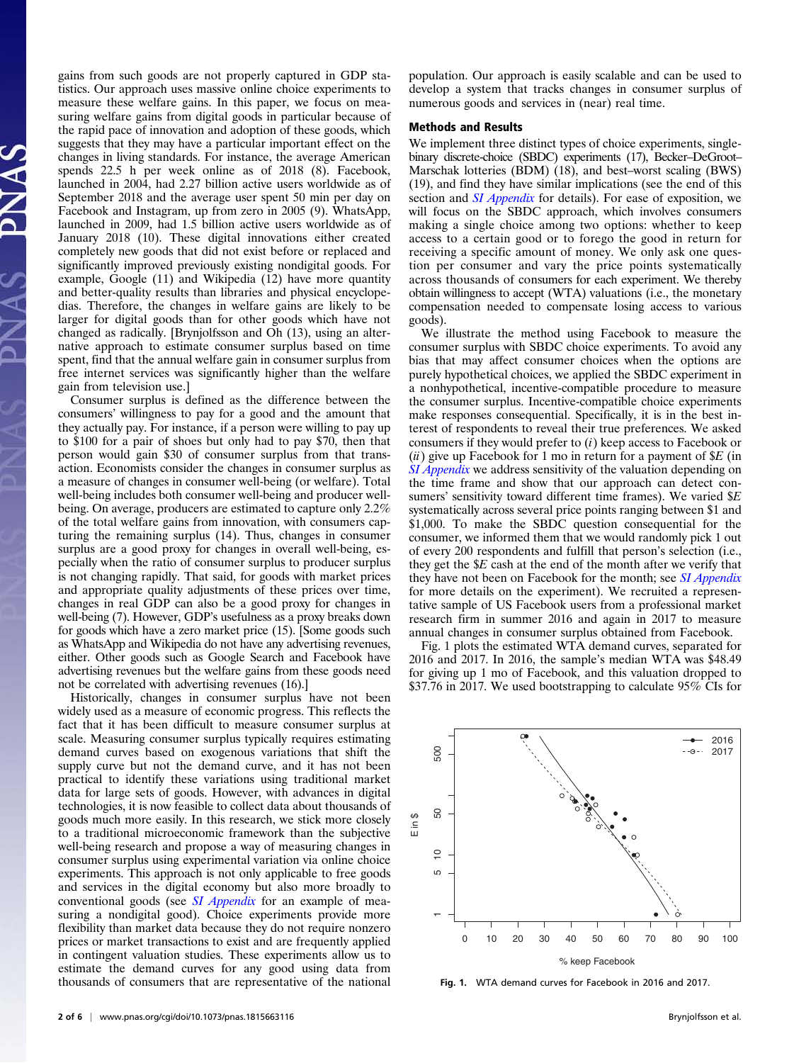gains from such goods are not properly captured in GDP statistics. Our approach uses massive online choice experiments to measure these welfare gains. In this paper, we focus on measuring welfare gains from digital goods in particular because of the rapid pace of innovation and adoption of these goods, which suggests that they may have a particular important effect on the changes in living standards. For instance, the average American spends 22.5 h per week online as of 2018 (8). Facebook, launched in 2004, had 2.27 billion active users worldwide as of September 2018 and the average user spent 50 min per day on Facebook and Instagram, up from zero in 2005 (9). WhatsApp, launched in 2009, had 1.5 billion active users worldwide as of January 2018 (10). These digital innovations either created completely new goods that did not exist before or replaced and significantly improved previously existing nondigital goods. For example, Google (11) and Wikipedia (12) have more quantity and better-quality results than libraries and physical encyclopedias. Therefore, the changes in welfare gains are likely to be larger for digital goods than for other goods which have not changed as radically. [Brynjolfsson and Oh (13), using an alternative approach to estimate consumer surplus based on time spent, find that the annual welfare gain in consumer surplus from free internet services was significantly higher than the welfare gain from television use.]

Consumer surplus is defined as the difference between the consumers' willingness to pay for a good and the amount that they actually pay. For instance, if a person were willing to pay up to $100 for a pair of shoes but only had to pay $70, then that person would gain $30 of consumer surplus from that transaction. Economists consider the changes in consumer surplus as a measure of changes in consumer well-being (or welfare). Total well-being includes both consumer well-being and producer well-being. On average, producers are estimated to capture only 2.2% of the total welfare gains from innovation, with consumers capturing the remaining surplus (14). Thus, changes in consumer surplus are a good proxy for changes in overall well-being, especially when the ratio of consumer surplus to producer surplus is not changing rapidly. That said, for goods with market prices and appropriate quality adjustments of these prices over time, changes in real GDP can also be a good proxy for changes in well-being (7). However, GDP's usefulness as a proxy breaks down for goods which have a zero market price (15). [Some goods such as WhatsApp and Wikipedia do not have any advertising revenues, either. Other goods such as Google Search and Facebook have advertising revenues but the welfare gains from these goods need not be correlated with advertising revenues (16).]

Historically, changes in consumer surplus have not been widely used as a measure of economic progress. This reflects the fact that it has been difficult to measure consumer surplus at scale. Measuring consumer surplus typically requires estimating demand curves based on exogenous variations that shift the supply curve but not the demand curve, and it has not been practical to identify these variations using traditional market data for large sets of goods. However, with advances in digital technologies, it is now feasible to collect data about thousands of goods much more easily. In this research, we stick more closely to a traditional microeconomic framework than the subjective well-being research and propose a way of measuring changes in consumer surplus using experimental variation via online choice experiments. This approach is not only applicable to free goods and services in the digital economy but also more broadly to conventional goods (see *SI Appendix* for an example of measuring a nondigital good). Choice experiments provide more flexibility than market data because they do not require nonzero prices or market transactions to exist and are frequently applied in contingent valuation studies. These experiments allow us to estimate the demand curves for any good using data from thousands of consumers that are representative of the national population. Our approach is easily scalable and can be used to develop a system that tracks changes in consumer surplus of numerous goods and services in (near) real time.

## Methods and Results

We implement three distinct types of choice experiments, single-binary discrete-choice (SBDC) experiments (17), Becker–DeGroot–Marschak lotteries (BDM) (18), and best–worst scaling (BWS) (19), and find they have similar implications (see the end of this section and *SI Appendix* for details). For ease of exposition, we will focus on the SBDC approach, which involves consumers making a single choice among two options: whether to keep access to a certain good or to forego the good in return for receiving a specific amount of money. We only ask one question per consumer and vary the price points systematically across thousands of consumers for each experiment. We thereby obtain willingness to accept (WTA) valuations (i.e., the monetary compensation needed to compensate losing access to various goods).

We illustrate the method using Facebook to measure the consumer surplus with SBDC choice experiments. To avoid any bias that may affect consumer choices when the options are purely hypothetical choices, we applied the SBDC experiment in a nonhypothetical, incentive-compatible procedure to measure the consumer surplus. Incentive-compatible choice experiments make responses consequential. Specifically, it is in the best interest of respondents to reveal their true preferences. We asked consumers if they would prefer to (*i*) keep access to Facebook or (*ii*) give up Facebook for 1 mo in return for a payment of $E (in *SI Appendix* we address sensitivity of the valuation depending on the time frame and show that our approach can detect consumers' sensitivity toward different time frames). We varied $E systematically across several price points ranging between $1 and $1,000. To make the SBDC question consequential for the consumer, we informed them that we would randomly pick 1 out of every 200 respondents and fulfill that person's selection (i.e., they get the $E cash at the end of the month after we verify that they have not been on Facebook for the month; see *SI Appendix* for more details on the experiment). We recruited a representative sample of US Facebook users from a professional market research firm in summer 2016 and again in 2017 to measure annual changes in consumer surplus obtained from Facebook.

Fig. 1 plots the estimated WTA demand curves, separated for 2016 and 2017. In 2016, the sample's median WTA was $48.49 for giving up 1 mo of Facebook, and this valuation dropped to $37.76 in 2017. We used bootstrapping to calculate 95% CIs for

**Fig. 1.** WTA demand curves for Facebook in 2016 and 2017.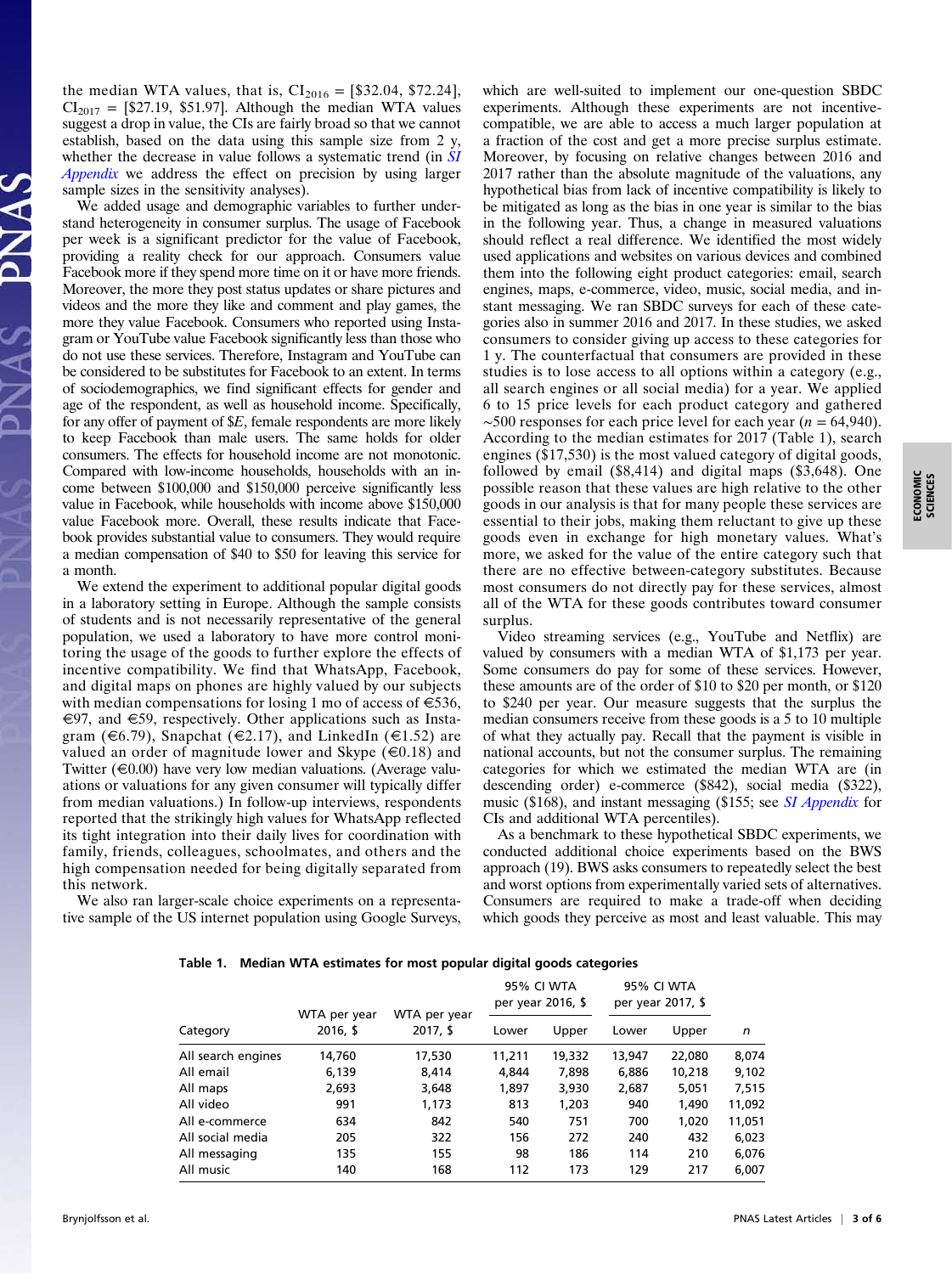the median WTA values, that is, $CI_{2016}$ = [$32.04, $72.24], $CI_{2017}$ = [$27.19, $51.97]. Although the median WTA values suggest a drop in value, the CIs are fairly broad so that we cannot establish, based on the data using this sample size from 2 y, whether the decrease in value follows a systematic trend (in *SI Appendix* we address the effect on precision by using larger sample sizes in the sensitivity analyses).

We added usage and demographic variables to further understand heterogeneity in consumer surplus. The usage of Facebook per week is a significant predictor for the value of Facebook, providing a reality check for our approach. Consumers value Facebook more if they spend more time on it or have more friends. Moreover, the more they post status updates or share pictures and videos and the more they like and comment and play games, the more they value Facebook. Consumers who reported using Instagram or YouTube value Facebook significantly less than those who do not use these services. Therefore, Instagram and YouTube can be considered to be substitutes for Facebook to an extent. In terms of sociodemographics, we find significant effects for gender and age of the respondent, as well as household income. Specifically, for any offer of payment of $E, female respondents are more likely to keep Facebook than male users. The same holds for older consumers. The effects for household income are not monotonic. Compared with low-income households, households with an income between $100,000 and $150,000 perceive significantly less value in Facebook, while households with income above $150,000 value Facebook more. Overall, these results indicate that Facebook provides substantial value to consumers. They would require a median compensation of $40 to $50 for leaving this service for a month.

We extend the experiment to additional popular digital goods in a laboratory setting in Europe. Although the sample consists of students and is not necessarily representative of the general population, we used a laboratory to have more control monitoring the usage of the goods to further explore the effects of incentive compatibility. We find that WhatsApp, Facebook, and digital maps on phones are highly valued by our subjects with median compensations for losing 1 mo of access of €536, €97, and €59, respectively. Other applications such as Instagram (€6.79), Snapchat (€2.17), and LinkedIn (€1.52) are valued an order of magnitude lower and Skype (€0.18) and Twitter (€0.00) have very low median valuations. (Average valuations or valuations for any given consumer will typically differ from median valuations.) In follow-up interviews, respondents reported that the strikingly high values for WhatsApp reflected its tight integration into their daily lives for coordination with family, friends, colleagues, schoolmates, and others and the high compensation needed for being digitally separated from this network.

We also ran larger-scale choice experiments on a representative sample of the US internet population using Google Surveys, which are well-suited to implement our one-question SBDC experiments. Although these experiments are not incentive-compatible, we are able to access a much larger population at a fraction of the cost and get a more precise surplus estimate. Moreover, by focusing on relative changes between 2016 and 2017 rather than the absolute magnitude of the valuations, any hypothetical bias from lack of incentive compatibility is likely to be mitigated as long as the bias in one year is similar to the bias in the following year. Thus, a change in measured valuations should reflect a real difference. We identified the most widely used applications and websites on various devices and combined them into the following eight product categories: email, search engines, maps, e-commerce, video, music, social media, and instant messaging. We ran SBDC surveys for each of these categories also in summer 2016 and 2017. In these studies, we asked consumers to consider giving up access to these categories for 1 y. The counterfactual that consumers are provided in these studies is to lose access to all options within a category (e.g., all search engines or all social media) for a year. We applied 6 to 15 price levels for each product category and gathered ∼500 responses for each price level for each year ($n$ = 64,940). According to the median estimates for 2017 (Table 1), search engines ($17,530) is the most valued category of digital goods, followed by email ($8,414) and digital maps ($3,648). One possible reason that these values are high relative to the other goods in our analysis is that for many people these services are essential to their jobs, making them reluctant to give up these goods even in exchange for high monetary values. What's more, we asked for the value of the entire category such that there are no effective between-category substitutes. Because most consumers do not directly pay for these services, almost all of the WTA for these goods contributes toward consumer surplus.

Video streaming services (e.g., YouTube and Netflix) are valued by consumers with a median WTA of $1,173 per year. Some consumers do pay for some of these services. However, these amounts are of the order of $10 to $20 per month, or $120 to $240 per year. Our measure suggests that the surplus the median consumers receive from these goods is a 5 to 10 multiple of what they actually pay. Recall that the payment is visible in national accounts, but not the consumer surplus. The remaining categories for which we estimated the median WTA are (in descending order) e-commerce ($842), social media ($322), music ($168), and instant messaging ($155; see *SI Appendix* for CIs and additional WTA percentiles).

As a benchmark to these hypothetical SBDC experiments, we conducted additional choice experiments based on the BWS approach (19). BWS asks consumers to repeatedly select the best and worst options from experimentally varied sets of alternatives. Consumers are required to make a trade-off when deciding which goods they perceive as most and least valuable. This may

**Table 1. Median WTA estimates for most popular digital goods categories**

| Category | WTA per year 2016, $ | WTA per year 2017, $ | 95% CI WTA per year 2016, $ | | 95% CI WTA per year 2017, $ | | n |
|---|---|---|---|---|---|---|---|
| | | | Lower | Upper | Lower | Upper | |
| All search engines | 14,760 | 17,530 | 11,211 | 19,332 | 13,947 | 22,080 | 8,074 |
| All email | 6,139 | 8,414 | 4,844 | 7,898 | 6,886 | 10,218 | 9,102 |
| All maps | 2,693 | 3,648 | 1,897 | 3,930 | 2,687 | 5,051 | 7,515 |
| All video | 991 | 1,173 | 813 | 1,203 | 940 | 1,490 | 11,092 |
| All e-commerce | 634 | 842 | 540 | 751 | 700 | 1,020 | 11,051 |
| All social media | 205 | 322 | 156 | 272 | 240 | 432 | 6,023 |
| All messaging | 135 | 155 | 98 | 186 | 114 | 210 | 6,076 |
| All music | 140 | 168 | 112 | 173 | 129 | 217 | 6,007 |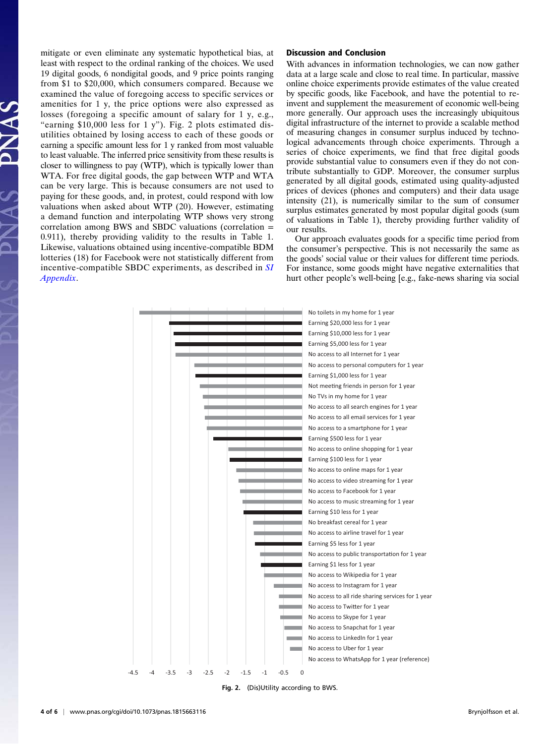mitigate or even eliminate any systematic hypothetical bias, at least with respect to the ordinal ranking of the choices. We used 19 digital goods, 6 nondigital goods, and 9 price points ranging from $1 to $20,000, which consumers compared. Because we examined the value of foregoing access to specific services or amenities for 1 y, the price options were also expressed as losses (foregoing a specific amount of salary for 1 y, e.g., "earning $10,000 less for 1 y"). Fig. 2 plots estimated disutilities obtained by losing access to each of these goods or earning a specific amount less for 1 y ranked from most valuable to least valuable. The inferred price sensitivity from these results is closer to willingness to pay (WTP), which is typically lower than WTA. For free digital goods, the gap between WTP and WTA can be very large. This is because consumers are not used to paying for these goods, and, in protest, could respond with low valuations when asked about WTP (20). However, estimating a demand function and interpolating WTP shows very strong correlation among BWS and SBDC valuations (correlation = 0.911), thereby providing validity to the results in Table 1. Likewise, valuations obtained using incentive-compatible BDM lotteries (18) for Facebook were not statistically different from incentive-compatible SBDC experiments, as described in *SI Appendix*.

## Discussion and Conclusion

With advances in information technologies, we can now gather data at a large scale and close to real time. In particular, massive online choice experiments provide estimates of the value created by specific goods, like Facebook, and have the potential to reinvent and supplement the measurement of economic well-being more generally. Our approach uses the increasingly ubiquitous digital infrastructure of the internet to provide a scalable method of measuring changes in consumer surplus induced by technological advancements through choice experiments. Through a series of choice experiments, we find that free digital goods provide substantial value to consumers even if they do not contribute substantially to GDP. Moreover, the consumer surplus generated by all digital goods, estimated using quality-adjusted prices of devices (phones and computers) and their data usage intensity (21), is numerically similar to the sum of consumer surplus estimates generated by most popular digital goods (sum of valuations in Table 1), thereby providing further validity of our results.

Our approach evaluates goods for a specific time period from the consumer's perspective. This is not necessarily the same as the goods' social value or their values for different time periods. For instance, some goods might have negative externalities that hurt other people's well-being [e.g., fake-news sharing via social

**Fig. 2.** (Dis)Utility according to BWS.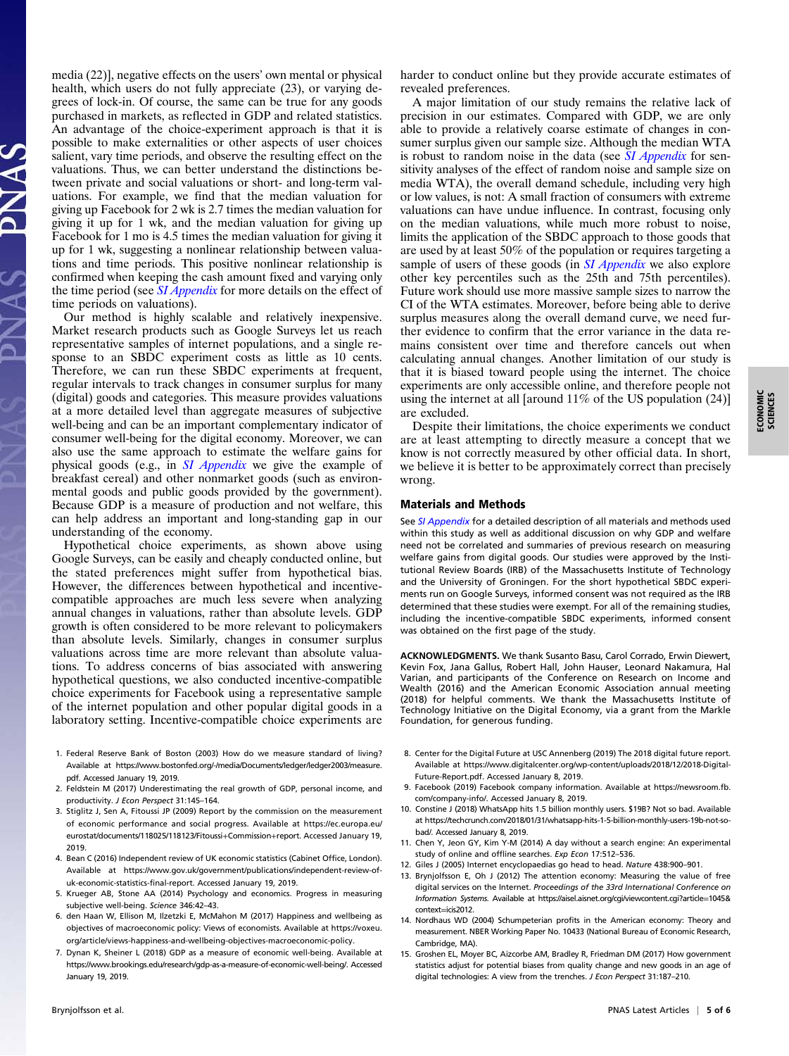media (22)], negative effects on the users' own mental or physical health, which users do not fully appreciate (23), or varying degrees of lock-in. Of course, the same can be true for any goods purchased in markets, as reflected in GDP and related statistics. An advantage of the choice-experiment approach is that it is possible to make externalities or other aspects of user choices salient, vary time periods, and observe the resulting effect on the valuations. Thus, we can better understand the distinctions between private and social valuations or short- and long-term valuations. For example, we find that the median valuation for giving up Facebook for 2 wk is 2.7 times the median valuation for giving it up for 1 wk, and the median valuation for giving up Facebook for 1 mo is 4.5 times the median valuation for giving it up for 1 wk, suggesting a nonlinear relationship between valuations and time periods. This positive nonlinear relationship is confirmed when keeping the cash amount fixed and varying only the time period (see *SI Appendix* for more details on the effect of time periods on valuations).

Our method is highly scalable and relatively inexpensive. Market research products such as Google Surveys let us reach representative samples of internet populations, and a single response to an SBDC experiment costs as little as 10 cents. Therefore, we can run these SBDC experiments at frequent, regular intervals to track changes in consumer surplus for many (digital) goods and categories. This measure provides valuations at a more detailed level than aggregate measures of subjective well-being and can be an important complementary indicator of consumer well-being for the digital economy. Moreover, we can also use the same approach to estimate the welfare gains for physical goods (e.g., in *SI Appendix* we give the example of breakfast cereal) and other nonmarket goods (such as environmental goods and public goods provided by the government). Because GDP is a measure of production and not welfare, this can help address an important and long-standing gap in our understanding of the economy.

Hypothetical choice experiments, as shown above using Google Surveys, can be easily and cheaply conducted online, but the stated preferences might suffer from hypothetical bias. However, the differences between hypothetical and incentive-compatible approaches are much less severe when analyzing annual changes in valuations, rather than absolute levels. GDP growth is often considered to be more relevant to policymakers than absolute levels. Similarly, changes in consumer surplus valuations across time are more relevant than absolute valuations. To address concerns of bias associated with answering hypothetical questions, we also conducted incentive-compatible choice experiments for Facebook using a representative sample of the internet population and other popular digital goods in a laboratory setting. Incentive-compatible choice experiments are harder to conduct online but they provide accurate estimates of revealed preferences.

A major limitation of our study remains the relative lack of precision in our estimates. Compared with GDP, we are only able to provide a relatively coarse estimate of changes in consumer surplus given our sample size. Although the median WTA is robust to random noise in the data (see *SI Appendix* for sensitivity analyses of the effect of random noise and sample size on median WTA), the overall demand schedule, including very high or low values, is not: A small fraction of consumers with extreme valuations can have undue influence. In contrast, focusing only on the median valuations, while much more robust to noise, limits the application of the SBDC approach to those goods that are used by at least 50% of the population or requires targeting a sample of users of these goods (in *SI Appendix* we also explore other key percentiles such as the 25th and 75th percentiles). Future work should use more massive sample sizes to narrow the CI of the WTA estimates. Moreover, before being able to derive surplus measures along the overall demand curve, we need further evidence to confirm that the error variance in the data remains consistent over time and therefore cancels out when calculating annual changes. Another limitation of our study is that it is biased toward people using the internet. The choice experiments are only accessible online, and therefore people not using the internet at all [around 11% of the US population (24)] are excluded.

Despite their limitations, the choice experiments we conduct are at least attempting to directly measure a concept that we know is not correctly measured by other official data. In short, we believe it is better to be approximately correct than precisely wrong.

## Materials and Methods

See *SI Appendix* for a detailed description of all materials and methods used within this study as well as additional discussion on why GDP and welfare need not be correlated and summaries of previous research on measuring welfare gains from digital goods. Our studies were approved by the Institutional Review Boards (IRB) of the Massachusetts Institute of Technology and the University of Groningen. For the short hypothetical SBDC experiments run on Google Surveys, informed consent was not required as the IRB determined that these studies were exempt. For all of the remaining studies, including the incentive-compatible SBDC experiments, informed consent was obtained on the first page of the study.

**ACKNOWLEDGMENTS.** We thank Susanto Basu, Carol Corrado, Erwin Diewert, Kevin Fox, Jana Gallus, Robert Hall, John Hauser, Leonard Nakamura, Hal Varian, and participants of the Conference on Research on Income and Wealth (2016) and the American Economic Association annual meeting (2018) for helpful comments. We thank the Massachusetts Institute of Technology Initiative on the Digital Economy, via a grant from the Markle Foundation, for generous funding.

1. Federal Reserve Bank of Boston (2003) How do we measure standard of living? Available at https://www.bostonfed.org/-/media/Documents/ledger/ledger2003/measure.pdf. Accessed January 19, 2019.
2. Feldstein M (2017) Underestimating the real growth of GDP, personal income, and productivity. *J Econ Perspect* 31:145–164.
3. Stiglitz J, Sen A, Fitoussi JP (2009) Report by the commission on the measurement of economic performance and social progress. Available at https://ec.europa.eu/eurostat/documents/118025/118123/Fitoussi+Commission+report. Accessed January 19, 2019.
4. Bean C (2016) Independent review of UK economic statistics (Cabinet Office, London). Available at https://www.gov.uk/government/publications/independent-review-of-uk-economic-statistics-final-report. Accessed January 19, 2019.
5. Krueger AB, Stone AA (2014) Psychology and economics. Progress in measuring subjective well-being. *Science* 346:42–43.
6. den Haan W, Ellison M, Ilzetzki E, McMahon M (2017) Happiness and wellbeing as objectives of macroeconomic policy: Views of economists. Available at https://voxeu.org/article/views-happiness-and-wellbeing-objectives-macroeconomic-policy.
7. Dynan K, Sheiner L (2018) GDP as a measure of economic well-being. Available at https://www.brookings.edu/research/gdp-as-a-measure-of-economic-well-being/. Accessed January 19, 2019.
8. Center for the Digital Future at USC Annenberg (2019) The 2018 digital future report. Available at https://www.digitalcenter.org/wp-content/uploads/2018/12/2018-Digital-Future-Report.pdf. Accessed January 8, 2019.
9. Facebook (2019) Facebook company information. Available at https://newsroom.fb.com/company-info/. Accessed January 8, 2019.
10. Constine J (2018) WhatsApp hits 1.5 billion monthly users. $19B? Not so bad. Available at https://techcrunch.com/2018/01/31/whatsapp-hits-1-5-billion-monthly-users-19b-not-so-bad/. Accessed January 8, 2019.
11. Chen Y, Jeon GY, Kim Y-M (2014) A day without a search engine: An experimental study of online and offline searches. *Exp Econ* 17:512–536.
12. Giles J (2005) Internet encyclopaedias go head to head. *Nature* 438:900–901.
13. Brynjolfsson E, Oh J (2012) The attention economy: Measuring the value of free digital services on the Internet. *Proceedings of the 33rd International Conference on Information Systems.* Available at https://aisel.aisnet.org/cgi/viewcontent.cgi?article=1045&context=icis2012.
14. Nordhaus WD (2004) Schumpeterian profits in the American economy: Theory and measurement. NBER Working Paper No. 10433 (National Bureau of Economic Research, Cambridge, MA).
15. Groshen EL, Moyer BC, Aizcorbe AM, Bradley R, Friedman DM (2017) How government statistics adjust for potential biases from quality change and new goods in an age of digital technologies: A view from the trenches. *J Econ Perspect* 31:187–210.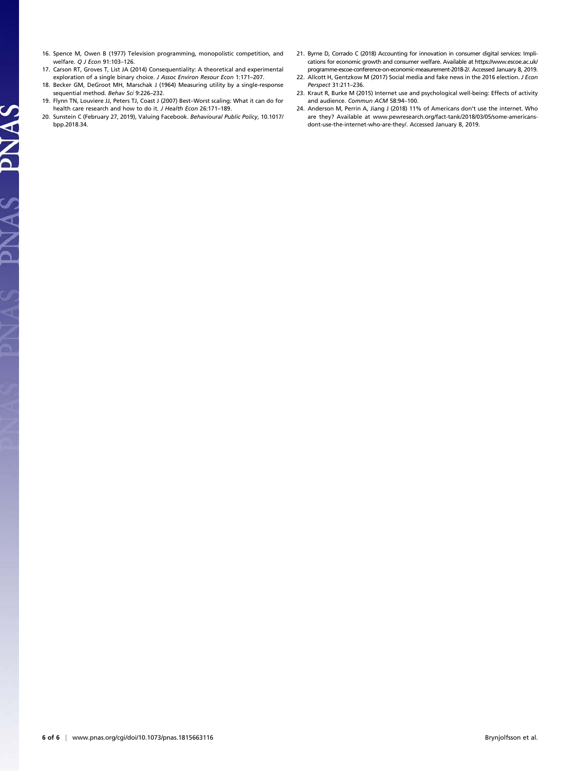16. Spence M, Owen B (1977) Television programming, monopolistic competition, and welfare. *Q J Econ* 91:103–126.
17. Carson RT, Groves T, List JA (2014) Consequentiality: A theoretical and experimental exploration of a single binary choice. *J Assoc Environ Resour Econ* 1:171–207.
18. Becker GM, DeGroot MH, Marschak J (1964) Measuring utility by a single-response sequential method. *Behav Sci* 9:226–232.
19. Flynn TN, Louviere JJ, Peters TJ, Coast J (2007) Best–Worst scaling: What it can do for health care research and how to do it. *J Health Econ* 26:171–189.
20. Sunstein C (February 27, 2019), Valuing Facebook. *Behavioural Public Policy*, 10.1017/bpp.2018.34.
21. Byrne D, Corrado C (2018) Accounting for innovation in consumer digital services: Implications for economic growth and consumer welfare. Available at https://www.escoe.ac.uk/programme-escoe-conference-on-economic-measurement-2018-2/. Accessed January 8, 2019.
22. Allcott H, Gentzkow M (2017) Social media and fake news in the 2016 election. *J Econ Perspect* 31:211–236.
23. Kraut R, Burke M (2015) Internet use and psychological well-being: Effects of activity and audience. *Commun ACM* 58:94–100.
24. Anderson M, Perrin A, Jiang J (2018) 11% of Americans don't use the internet. Who are they? Available at www.pewresearch.org/fact-tank/2018/03/05/some-americans-dont-use-the-internet-who-are-they/. Accessed January 8, 2019.